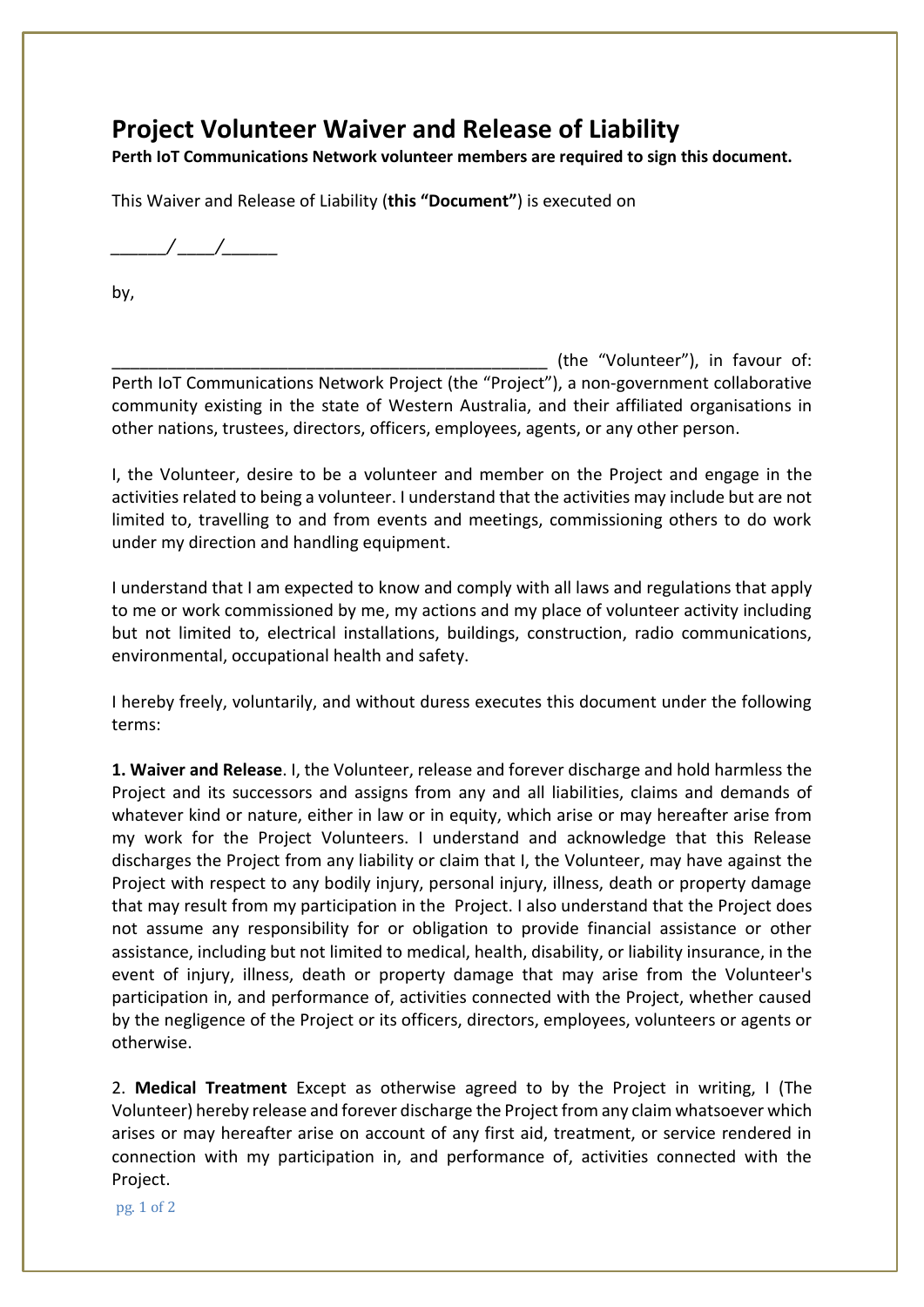# Project Volunteer Waiver and Release of Liability

**Perth IoT Communications Network volunteer members are required to sign this document.**

This Waiver and Release of Liability (**this "Document"**) is executed on

______/____/______

by,

________________________________________________ (the "Volunteer"), in favour of: Perth IoT Communications Network Project (the "Project"), a non-government collaborative community existing in the state of Western Australia, and their affiliated organisations in other nations, trustees, directors, officers, employees, agents, or any other person.

I, the Volunteer, desire to be a volunteer and member on the Project and engage in the activities related to being a volunteer. I understand that the activities may include but are not limited to, travelling to and from events and meetings, commissioning others to do work under my direction and handling equipment.

I understand that I am expected to know and comply with all laws and regulations that apply to me or work commissioned by me, my actions and my place of volunteer activity including but not limited to, electrical installations, buildings, construction, radio communications, environmental, occupational health and safety.

I hereby freely, voluntarily, and without duress executes this document under the following terms:

**1. Waiver and Release**. I, the Volunteer, release and forever discharge and hold harmless the Project and its successors and assigns from any and all liabilities, claims and demands of whatever kind or nature, either in law or in equity, which arise or may hereafter arise from my work for the Project Volunteers. I understand and acknowledge that this Release discharges the Project from any liability or claim that I, the Volunteer, may have against the Project with respect to any bodily injury, personal injury, illness, death or property damage that may result from my participation in the Project. I also understand that the Project does not assume any responsibility for or obligation to provide financial assistance or other assistance, including but not limited to medical, health, disability, or liability insurance, in the event of injury, illness, death or property damage that may arise from the Volunteer's participation in, and performance of, activities connected with the Project, whether caused by the negligence of the Project or its officers, directors, employees, volunteers or agents or otherwise.

2. **Medical Treatment** Except as otherwise agreed to by the Project in writing, I (The Volunteer) hereby release and forever discharge the Project from any claim whatsoever which arises or may hereafter arise on account of any first aid, treatment, or service rendered in connection with my participation in, and performance of, activities connected with the Project.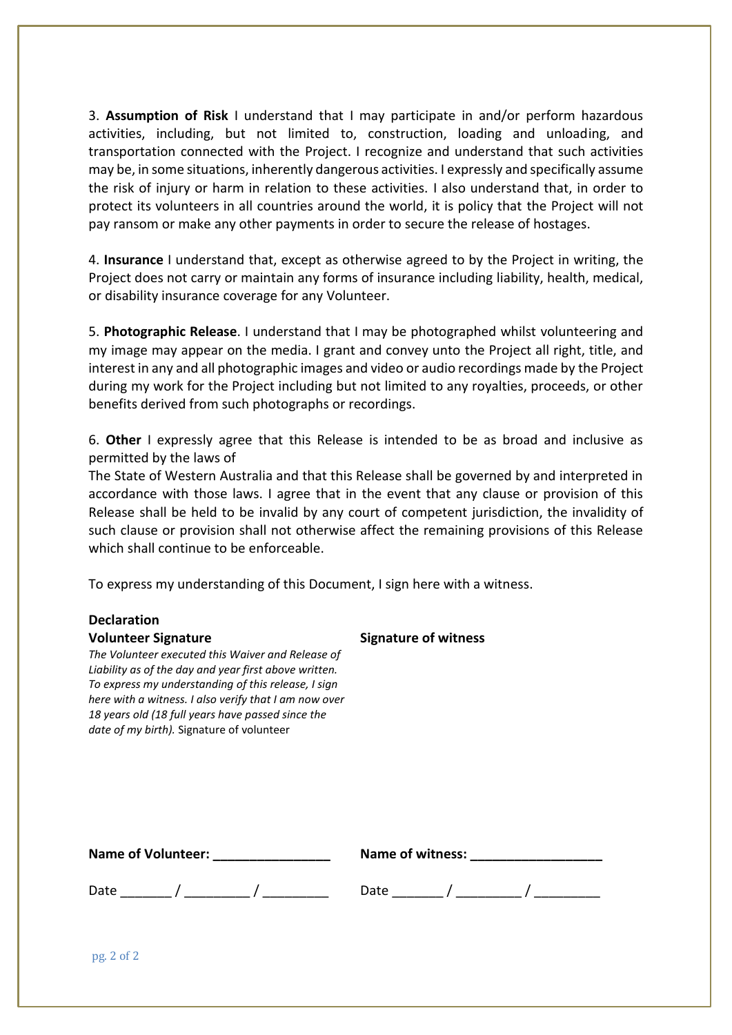3. **Assumption of Risk** I understand that I may participate in and/or perform hazardous activities, including, but not limited to, construction, loading and unloading, and transportation connected with the Project. I recognize and understand that such activities may be, in some situations, inherently dangerous activities. I expressly and specifically assume the risk of injury or harm in relation to these activities. I also understand that, in order to protect its volunteers in all countries around the world, it is policy that the Project will not pay ransom or make any other payments in order to secure the release of hostages.

4. **Insurance** I understand that, except as otherwise agreed to by the Project in writing, the Project does not carry or maintain any forms of insurance including liability, health, medical, or disability insurance coverage for any Volunteer.

5. **Photographic Release**. I understand that I may be photographed whilst volunteering and my image may appear on the media. I grant and convey unto the Project all right, title, and interest in any and all photographic images and video or audio recordings made by the Project during my work for the Project including but not limited to any royalties, proceeds, or other benefits derived from such photographs or recordings.

6. **Other** I expressly agree that this Release is intended to be as broad and inclusive as permitted by the laws of
The State of Western Australia and that this Release shall be governed by and interpreted in accordance with those laws. I agree that in the event that any clause or provision of this Release shall be held to be invalid by any court of competent jurisdiction, the invalidity of such clause or provision shall not otherwise affect the remaining provisions of this Release which shall continue to be enforceable.

To express my understanding of this Document, I sign here with a witness.

**Declaration**

**Volunteer Signature**

*The Volunteer executed this Waiver and Release of Liability as of the day and year first above written. To express my understanding of this release, I sign here with a witness. I also verify that I am now over 18 years old (18 full years have passed since the date of my birth).* Signature of volunteer

**Signature of witness**

**Name of Volunteer:** ________________

Date _______ / _________ / _________

**Name of witness:** __________________

Date _______ / _________ / _________